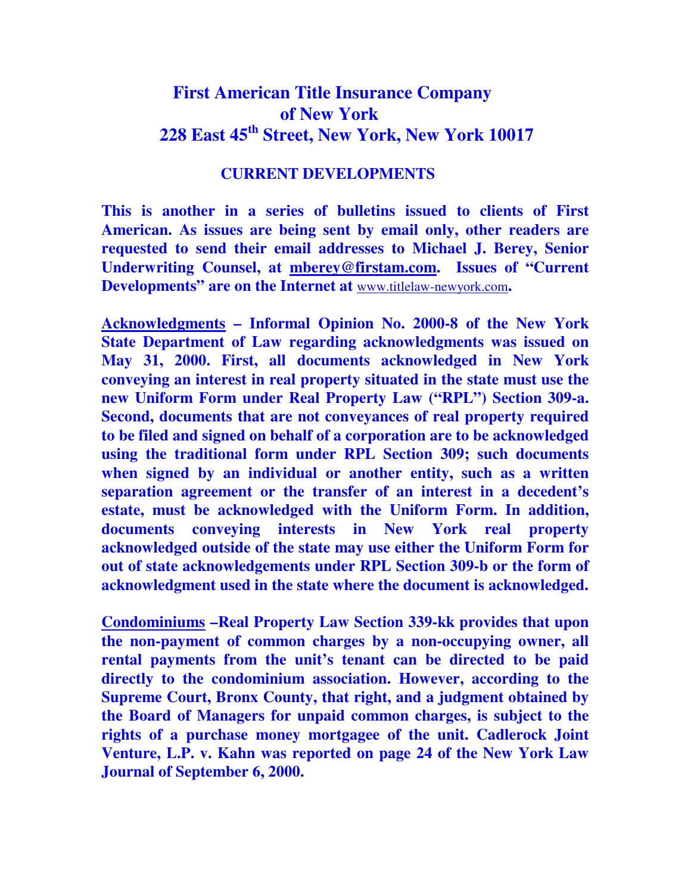# First American Title Insurance Company of New York
## 228 East 45th Street, New York, New York 10017

### CURRENT DEVELOPMENTS

**This is another in a series of bulletins issued to clients of First American. As issues are being sent by email only, other readers are requested to send their email addresses to Michael J. Berey, Senior Underwriting Counsel, at mberey@firstam.com. Issues of "Current Developments" are on the Internet at www.titlelaw-newyork.com.**

**Acknowledgments – Informal Opinion No. 2000-8 of the New York State Department of Law regarding acknowledgments was issued on May 31, 2000. First, all documents acknowledged in New York conveying an interest in real property situated in the state must use the new Uniform Form under Real Property Law ("RPL") Section 309-a. Second, documents that are not conveyances of real property required to be filed and signed on behalf of a corporation are to be acknowledged using the traditional form under RPL Section 309; such documents when signed by an individual or another entity, such as a written separation agreement or the transfer of an interest in a decedent's estate, must be acknowledged with the Uniform Form. In addition, documents conveying interests in New York real property acknowledged outside of the state may use either the Uniform Form for out of state acknowledgements under RPL Section 309-b or the form of acknowledgment used in the state where the document is acknowledged.**

**Condominiums –Real Property Law Section 339-kk provides that upon the non-payment of common charges by a non-occupying owner, all rental payments from the unit's tenant can be directed to be paid directly to the condominium association. However, according to the Supreme Court, Bronx County, that right, and a judgment obtained by the Board of Managers for unpaid common charges, is subject to the rights of a purchase money mortgagee of the unit. Cadlerock Joint Venture, L.P. v. Kahn was reported on page 24 of the New York Law Journal of September 6, 2000.**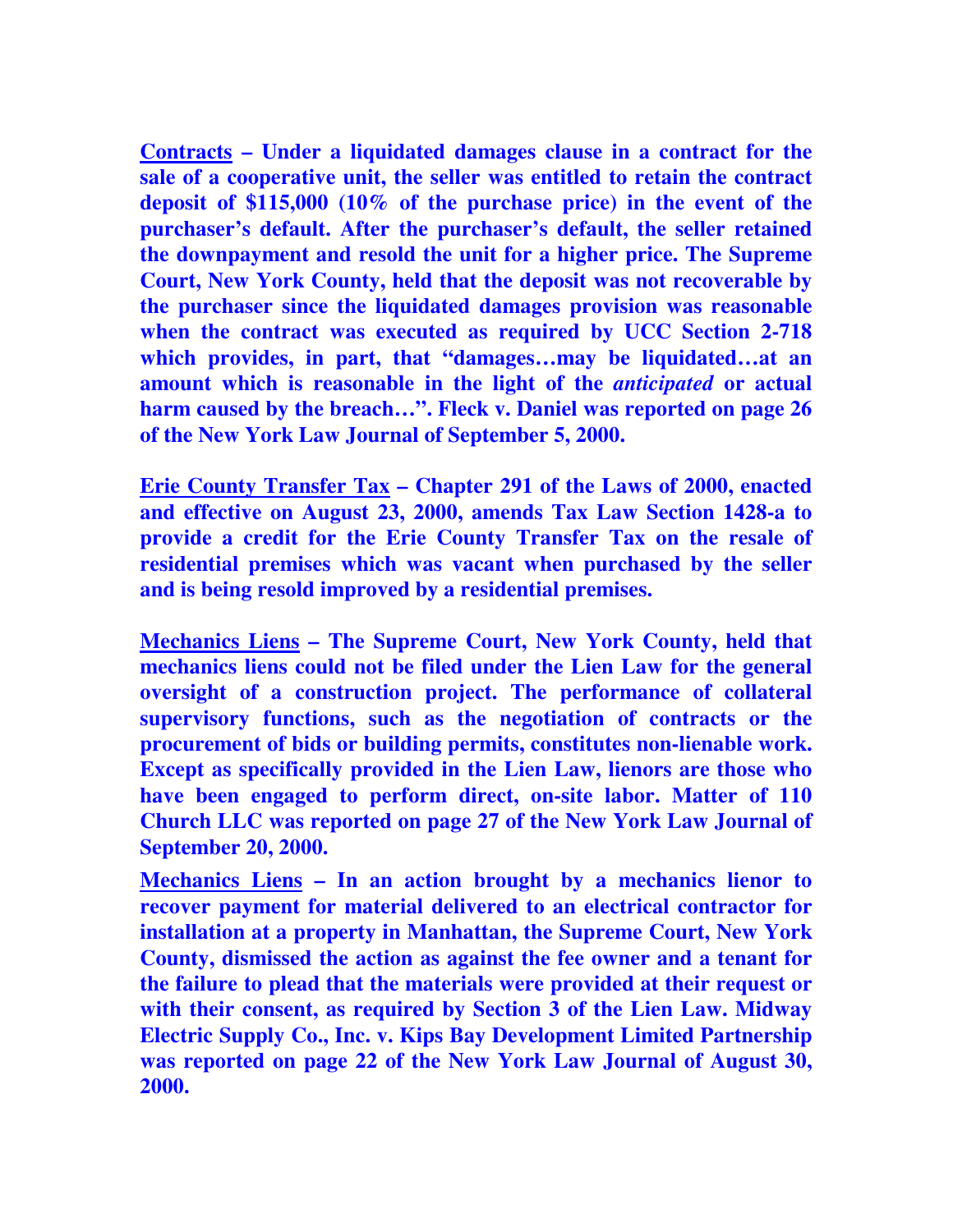**<u>Contracts</u> – Under a liquidated damages clause in a contract for the sale of a cooperative unit, the seller was entitled to retain the contract deposit of $115,000 (10% of the purchase price) in the event of the purchaser's default. After the purchaser's default, the seller retained the downpayment and resold the unit for a higher price. The Supreme Court, New York County, held that the deposit was not recoverable by the purchaser since the liquidated damages provision was reasonable when the contract was executed as required by UCC Section 2-718 which provides, in part, that "damages…may be liquidated…at an amount which is reasonable in the light of the *anticipated* or actual harm caused by the breach…". Fleck v. Daniel was reported on page 26 of the New York Law Journal of September 5, 2000.**

**<u>Erie County Transfer Tax</u> – Chapter 291 of the Laws of 2000, enacted and effective on August 23, 2000, amends Tax Law Section 1428-a to provide a credit for the Erie County Transfer Tax on the resale of residential premises which was vacant when purchased by the seller and is being resold improved by a residential premises.**

**<u>Mechanics Liens</u> – The Supreme Court, New York County, held that mechanics liens could not be filed under the Lien Law for the general oversight of a construction project. The performance of collateral supervisory functions, such as the negotiation of contracts or the procurement of bids or building permits, constitutes non-lienable work. Except as specifically provided in the Lien Law, lienors are those who have been engaged to perform direct, on-site labor. Matter of 110 Church LLC was reported on page 27 of the New York Law Journal of September 20, 2000.**

**<u>Mechanics Liens</u> – In an action brought by a mechanics lienor to recover payment for material delivered to an electrical contractor for installation at a property in Manhattan, the Supreme Court, New York County, dismissed the action as against the fee owner and a tenant for the failure to plead that the materials were provided at their request or with their consent, as required by Section 3 of the Lien Law. Midway Electric Supply Co., Inc. v. Kips Bay Development Limited Partnership was reported on page 22 of the New York Law Journal of August 30, 2000.**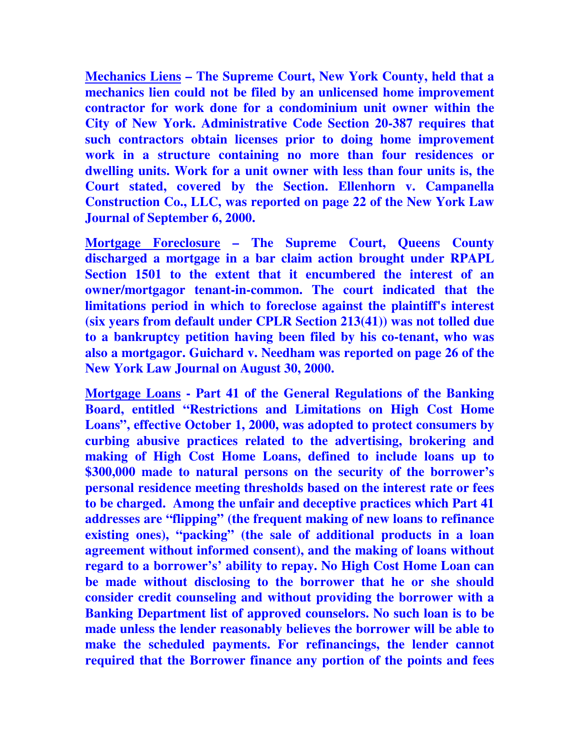**<u>Mechanics Liens</u> – The Supreme Court, New York County, held that a mechanics lien could not be filed by an unlicensed home improvement contractor for work done for a condominium unit owner within the City of New York. Administrative Code Section 20-387 requires that such contractors obtain licenses prior to doing home improvement work in a structure containing no more than four residences or dwelling units. Work for a unit owner with less than four units is, the Court stated, covered by the Section. Ellenhorn v. Campanella Construction Co., LLC, was reported on page 22 of the New York Law Journal of September 6, 2000.**

**<u>Mortgage Foreclosure</u> – The Supreme Court, Queens County discharged a mortgage in a bar claim action brought under RPAPL Section 1501 to the extent that it encumbered the interest of an owner/mortgagor tenant-in-common. The court indicated that the limitations period in which to foreclose against the plaintiff's interest (six years from default under CPLR Section 213(41)) was not tolled due to a bankruptcy petition having been filed by his co-tenant, who was also a mortgagor. Guichard v. Needham was reported on page 26 of the New York Law Journal on August 30, 2000.**

**<u>Mortgage Loans</u> - Part 41 of the General Regulations of the Banking Board, entitled "Restrictions and Limitations on High Cost Home Loans", effective October 1, 2000, was adopted to protect consumers by curbing abusive practices related to the advertising, brokering and making of High Cost Home Loans, defined to include loans up to $300,000 made to natural persons on the security of the borrower's personal residence meeting thresholds based on the interest rate or fees to be charged. Among the unfair and deceptive practices which Part 41 addresses are "flipping" (the frequent making of new loans to refinance existing ones), "packing" (the sale of additional products in a loan agreement without informed consent), and the making of loans without regard to a borrower's' ability to repay. No High Cost Home Loan can be made without disclosing to the borrower that he or she should consider credit counseling and without providing the borrower with a Banking Department list of approved counselors. No such loan is to be made unless the lender reasonably believes the borrower will be able to make the scheduled payments. For refinancings, the lender cannot required that the Borrower finance any portion of the points and fees**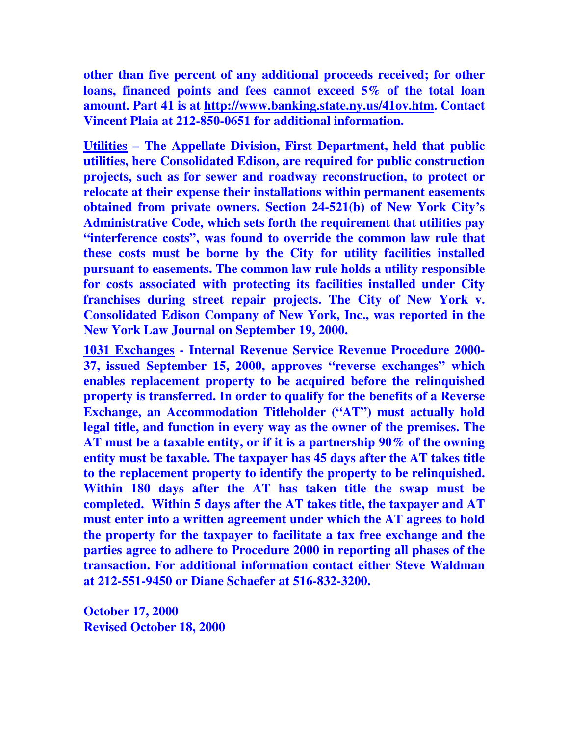**other than five percent of any additional proceeds received; for other loans, financed points and fees cannot exceed 5% of the total loan amount. Part 41 is at http://www.banking.state.ny.us/41ov.htm. Contact Vincent Plaia at 212-850-0651 for additional information.**

**Utilities – The Appellate Division, First Department, held that public utilities, here Consolidated Edison, are required for public construction projects, such as for sewer and roadway reconstruction, to protect or relocate at their expense their installations within permanent easements obtained from private owners. Section 24-521(b) of New York City's Administrative Code, which sets forth the requirement that utilities pay "interference costs", was found to override the common law rule that these costs must be borne by the City for utility facilities installed pursuant to easements. The common law rule holds a utility responsible for costs associated with protecting its facilities installed under City franchises during street repair projects. The City of New York v. Consolidated Edison Company of New York, Inc., was reported in the New York Law Journal on September 19, 2000.**

**1031 Exchanges - Internal Revenue Service Revenue Procedure 2000-37, issued September 15, 2000, approves "reverse exchanges" which enables replacement property to be acquired before the relinquished property is transferred. In order to qualify for the benefits of a Reverse Exchange, an Accommodation Titleholder ("AT") must actually hold legal title, and function in every way as the owner of the premises. The AT must be a taxable entity, or if it is a partnership 90% of the owning entity must be taxable. The taxpayer has 45 days after the AT takes title to the replacement property to identify the property to be relinquished. Within 180 days after the AT has taken title the swap must be completed. Within 5 days after the AT takes title, the taxpayer and AT must enter into a written agreement under which the AT agrees to hold the property for the taxpayer to facilitate a tax free exchange and the parties agree to adhere to Procedure 2000 in reporting all phases of the transaction. For additional information contact either Steve Waldman at 212-551-9450 or Diane Schaefer at 516-832-3200.**

**October 17, 2000**
**Revised October 18, 2000**